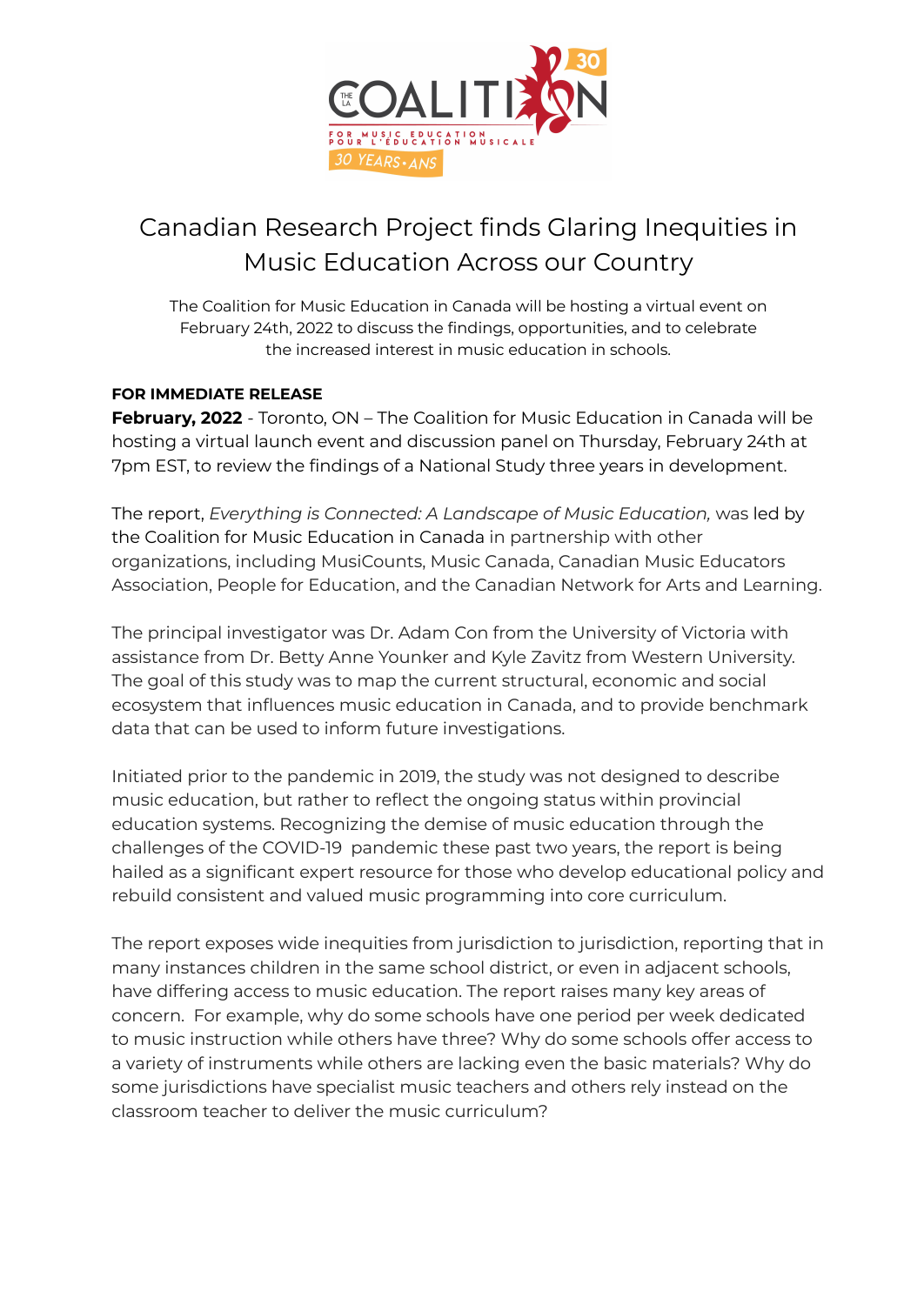# Canadian Research Project finds Glaring Inequities in Music Education Across our Country

The Coalition for Music Education in Canada will be hosting a virtual event on February 24th, 2022 to discuss the findings, opportunities, and to celebrate the increased interest in music education in schools.

**FOR IMMEDIATE RELEASE**

**February, 2022** - Toronto, ON – The Coalition for Music Education in Canada will be hosting a virtual launch event and discussion panel on Thursday, February 24th at 7pm EST, to review the findings of a National Study three years in development.

The report, *Everything is Connected: A Landscape of Music Education,* was led by the Coalition for Music Education in Canada in partnership with other organizations, including MusiCounts, Music Canada, Canadian Music Educators Association, People for Education, and the Canadian Network for Arts and Learning.

The principal investigator was Dr. Adam Con from the University of Victoria with assistance from Dr. Betty Anne Younker and Kyle Zavitz from Western University. The goal of this study was to map the current structural, economic and social ecosystem that influences music education in Canada, and to provide benchmark data that can be used to inform future investigations.

Initiated prior to the pandemic in 2019, the study was not designed to describe music education, but rather to reflect the ongoing status within provincial education systems. Recognizing the demise of music education through the challenges of the COVID-19 pandemic these past two years, the report is being hailed as a significant expert resource for those who develop educational policy and rebuild consistent and valued music programming into core curriculum.

The report exposes wide inequities from jurisdiction to jurisdiction, reporting that in many instances children in the same school district, or even in adjacent schools, have differing access to music education. The report raises many key areas of concern. For example, why do some schools have one period per week dedicated to music instruction while others have three? Why do some schools offer access to a variety of instruments while others are lacking even the basic materials? Why do some jurisdictions have specialist music teachers and others rely instead on the classroom teacher to deliver the music curriculum?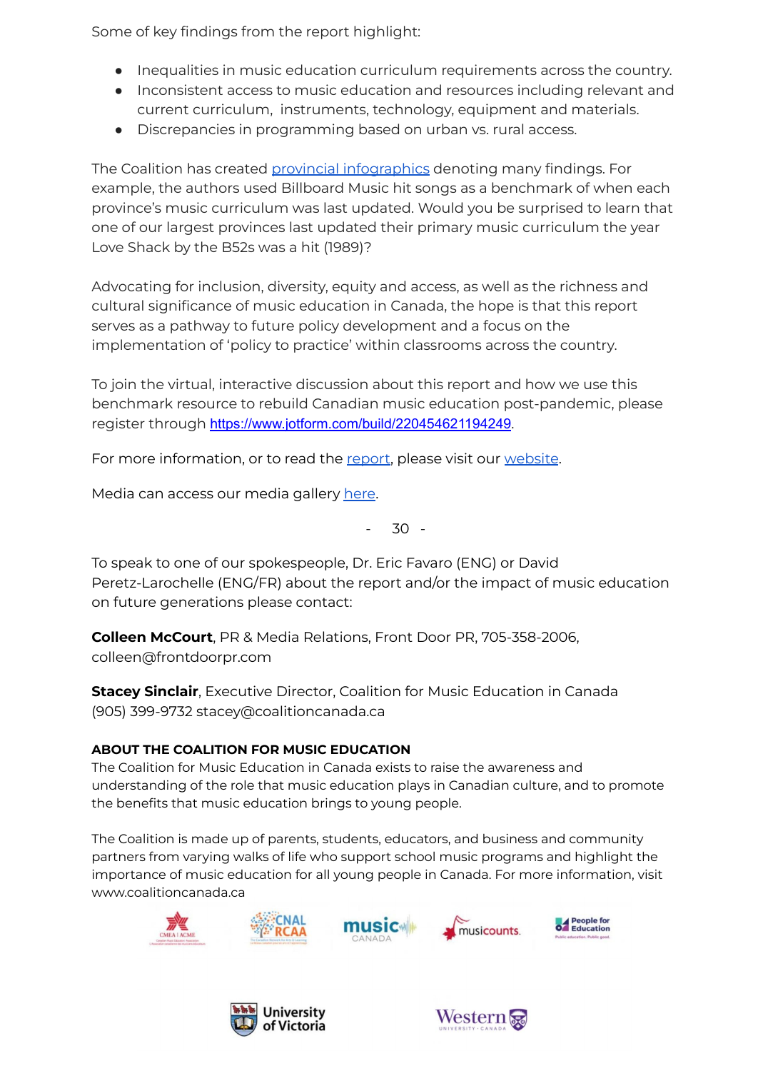Some of key findings from the report highlight:

- Inequalities in music education curriculum requirements across the country.
- Inconsistent access to music education and resources including relevant and current curriculum, instruments, technology, equipment and materials.
- Discrepancies in programming based on urban vs. rural access.

The Coalition has created provincial infographics denoting many findings. For example, the authors used Billboard Music hit songs as a benchmark of when each province's music curriculum was last updated. Would you be surprised to learn that one of our largest provinces last updated their primary music curriculum the year Love Shack by the B52s was a hit (1989)?

Advocating for inclusion, diversity, equity and access, as well as the richness and cultural significance of music education in Canada, the hope is that this report serves as a pathway to future policy development and a focus on the implementation of 'policy to practice' within classrooms across the country.

To join the virtual, interactive discussion about this report and how we use this benchmark resource to rebuild Canadian music education post-pandemic, please register through https://www.jotform.com/build/220454621194249.

For more information, or to read the report, please visit our website.

Media can access our media gallery here.

\- 30 -

To speak to one of our spokespeople, Dr. Eric Favaro (ENG) or David Peretz-Larochelle (ENG/FR) about the report and/or the impact of music education on future generations please contact:

**Colleen McCourt**, PR & Media Relations, Front Door PR, 705-358-2006, colleen@frontdoorpr.com

**Stacey Sinclair**, Executive Director, Coalition for Music Education in Canada (905) 399-9732 stacey@coalitioncanada.ca

**ABOUT THE COALITION FOR MUSIC EDUCATION**

The Coalition for Music Education in Canada exists to raise the awareness and understanding of the role that music education plays in Canadian culture, and to promote the benefits that music education brings to young people.

The Coalition is made up of parents, students, educators, and business and community partners from varying walks of life who support school music programs and highlight the importance of music education for all young people in Canada. For more information, visit www.coalitioncanada.ca